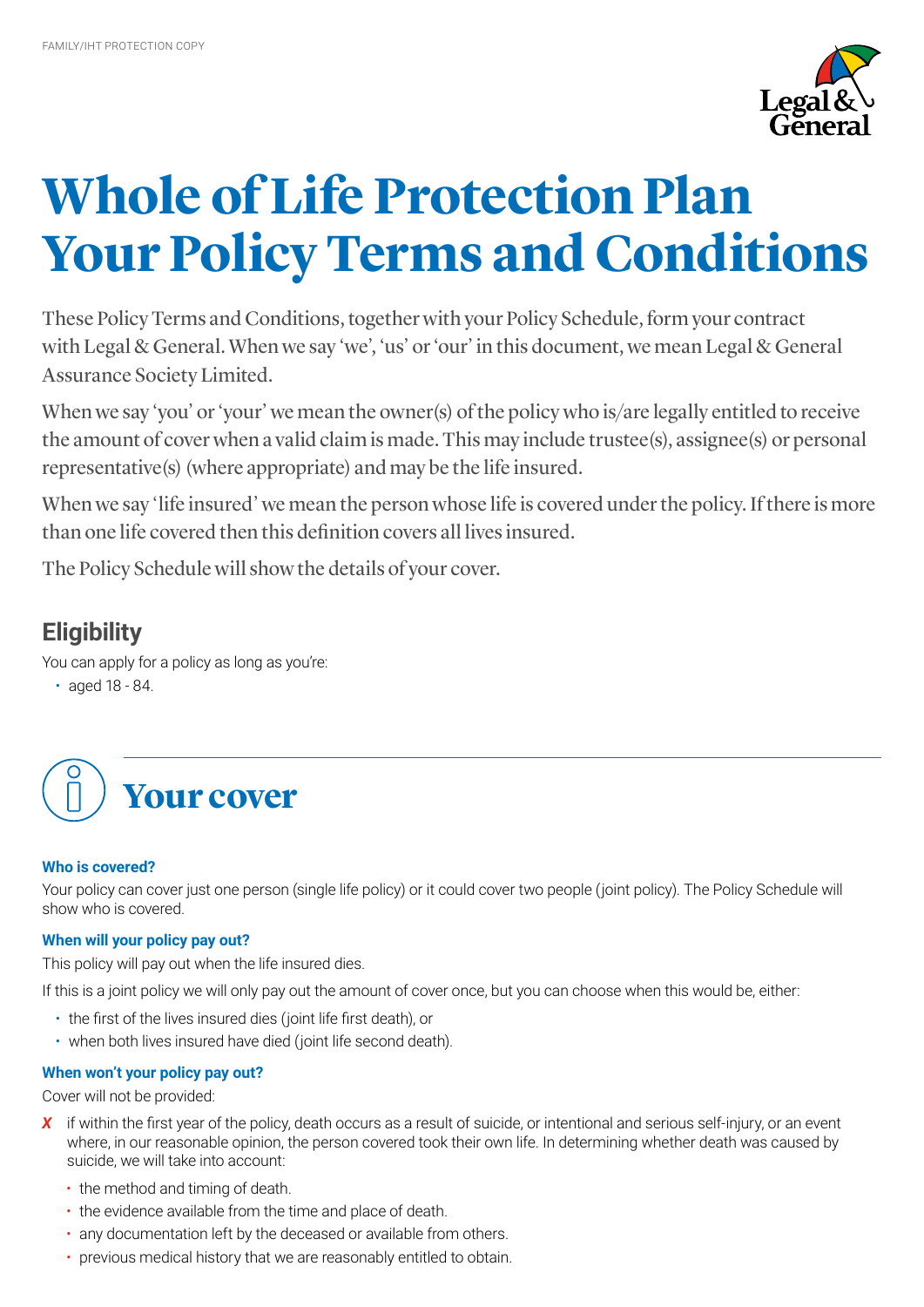FAMILY/IHT PROTECTION COPY

# Whole of Life Protection Plan Your Policy Terms and Conditions

These Policy Terms and Conditions, together with your Policy Schedule, form your contract with Legal & General. When we say 'we', 'us' or 'our' in this document, we mean Legal & General Assurance Society Limited.

When we say 'you' or 'your' we mean the owner(s) of the policy who is/are legally entitled to receive the amount of cover when a valid claim is made. This may include trustee(s), assignee(s) or personal representative(s) (where appropriate) and may be the life insured.

When we say 'life insured' we mean the person whose life is covered under the policy. If there is more than one life covered then this definition covers all lives insured.

The Policy Schedule will show the details of your cover.

## Eligibility

You can apply for a policy as long as you're:

- aged 18 - 84.

## Your cover

### Who is covered?

Your policy can cover just one person (single life policy) or it could cover two people (joint policy). The Policy Schedule will show who is covered.

### When will your policy pay out?

This policy will pay out when the life insured dies.

If this is a joint policy we will only pay out the amount of cover once, but you can choose when this would be, either:

- the first of the lives insured dies (joint life first death), or
- when both lives insured have died (joint life second death).

### When won't your policy pay out?

Cover will not be provided:

✗ if within the first year of the policy, death occurs as a result of suicide, or intentional and serious self-injury, or an event where, in our reasonable opinion, the person covered took their own life. In determining whether death was caused by suicide, we will take into account:

- the method and timing of death.
- the evidence available from the time and place of death.
- any documentation left by the deceased or available from others.
- previous medical history that we are reasonably entitled to obtain.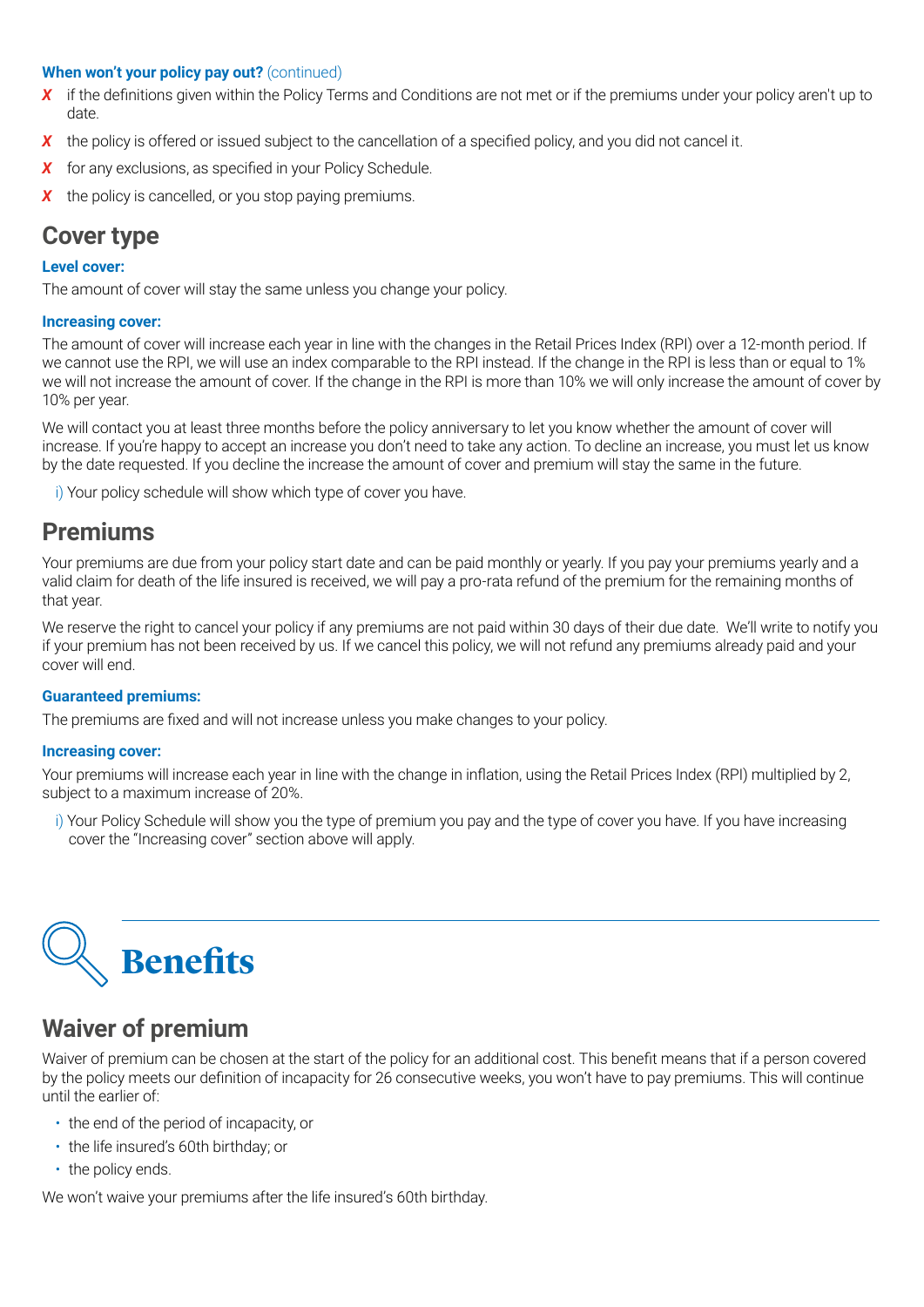**When won't your policy pay out?** (continued)

- ✗ if the definitions given within the Policy Terms and Conditions are not met or if the premiums under your policy aren't up to date.
- ✗ the policy is offered or issued subject to the cancellation of a specified policy, and you did not cancel it.
- ✗ for any exclusions, as specified in your Policy Schedule.
- ✗ the policy is cancelled, or you stop paying premiums.

## Cover type

**Level cover:**

The amount of cover will stay the same unless you change your policy.

**Increasing cover:**

The amount of cover will increase each year in line with the changes in the Retail Prices Index (RPI) over a 12-month period. If we cannot use the RPI, we will use an index comparable to the RPI instead. If the change in the RPI is less than or equal to 1% we will not increase the amount of cover. If the change in the RPI is more than 10% we will only increase the amount of cover by 10% per year.

We will contact you at least three months before the policy anniversary to let you know whether the amount of cover will increase. If you're happy to accept an increase you don't need to take any action. To decline an increase, you must let us know by the date requested. If you decline the increase the amount of cover and premium will stay the same in the future.

i) Your policy schedule will show which type of cover you have.

## Premiums

Your premiums are due from your policy start date and can be paid monthly or yearly. If you pay your premiums yearly and a valid claim for death of the life insured is received, we will pay a pro-rata refund of the premium for the remaining months of that year.

We reserve the right to cancel your policy if any premiums are not paid within 30 days of their due date. We'll write to notify you if your premium has not been received by us. If we cancel this policy, we will not refund any premiums already paid and your cover will end.

**Guaranteed premiums:**

The premiums are fixed and will not increase unless you make changes to your policy.

**Increasing cover:**

Your premiums will increase each year in line with the change in inflation, using the Retail Prices Index (RPI) multiplied by 2, subject to a maximum increase of 20%.

i) Your Policy Schedule will show you the type of premium you pay and the type of cover you have. If you have increasing cover the "Increasing cover" section above will apply.

# Benefits

## Waiver of premium

Waiver of premium can be chosen at the start of the policy for an additional cost. This benefit means that if a person covered by the policy meets our definition of incapacity for 26 consecutive weeks, you won't have to pay premiums. This will continue until the earlier of:

- the end of the period of incapacity, or
- the life insured's 60th birthday; or
- the policy ends.

We won't waive your premiums after the life insured's 60th birthday.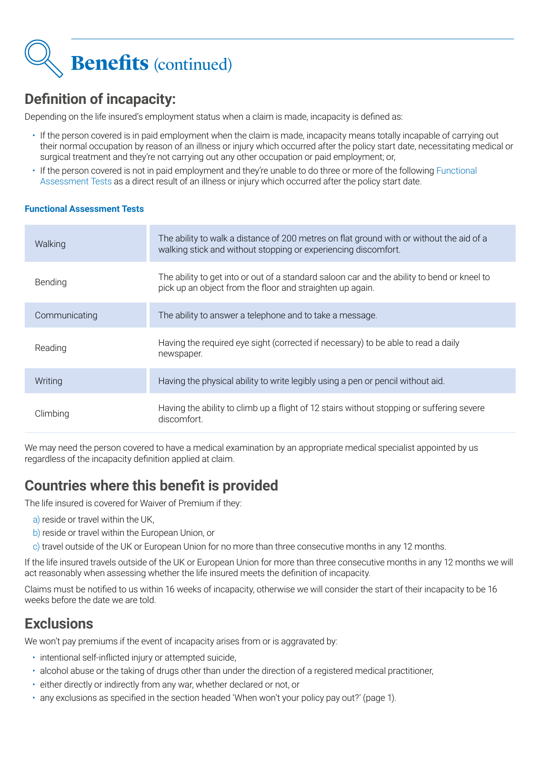# Benefits (continued)

## Definition of incapacity:

Depending on the life insured's employment status when a claim is made, incapacity is defined as:

- If the person covered is in paid employment when the claim is made, incapacity means totally incapable of carrying out their normal occupation by reason of an illness or injury which occurred after the policy start date, necessitating medical or surgical treatment and they're not carrying out any other occupation or paid employment; or,
- If the person covered is not in paid employment and they're unable to do three or more of the following Functional Assessment Tests as a direct result of an illness or injury which occurred after the policy start date.

**Functional Assessment Tests**

| | |
|---|---|
| Walking | The ability to walk a distance of 200 metres on flat ground with or without the aid of a walking stick and without stopping or experiencing discomfort. |
| Bending | The ability to get into or out of a standard saloon car and the ability to bend or kneel to pick up an object from the floor and straighten up again. |
| Communicating | The ability to answer a telephone and to take a message. |
| Reading | Having the required eye sight (corrected if necessary) to be able to read a daily newspaper. |
| Writing | Having the physical ability to write legibly using a pen or pencil without aid. |
| Climbing | Having the ability to climb up a flight of 12 stairs without stopping or suffering severe discomfort. |

We may need the person covered to have a medical examination by an appropriate medical specialist appointed by us regardless of the incapacity definition applied at claim.

## Countries where this benefit is provided

The life insured is covered for Waiver of Premium if they:

a) reside or travel within the UK,

b) reside or travel within the European Union, or

c) travel outside of the UK or European Union for no more than three consecutive months in any 12 months.

If the life insured travels outside of the UK or European Union for more than three consecutive months in any 12 months we will act reasonably when assessing whether the life insured meets the definition of incapacity.

Claims must be notified to us within 16 weeks of incapacity, otherwise we will consider the start of their incapacity to be 16 weeks before the date we are told.

## Exclusions

We won't pay premiums if the event of incapacity arises from or is aggravated by:

- intentional self-inflicted injury or attempted suicide,
- alcohol abuse or the taking of drugs other than under the direction of a registered medical practitioner,
- either directly or indirectly from any war, whether declared or not, or
- any exclusions as specified in the section headed 'When won't your policy pay out?' (page 1).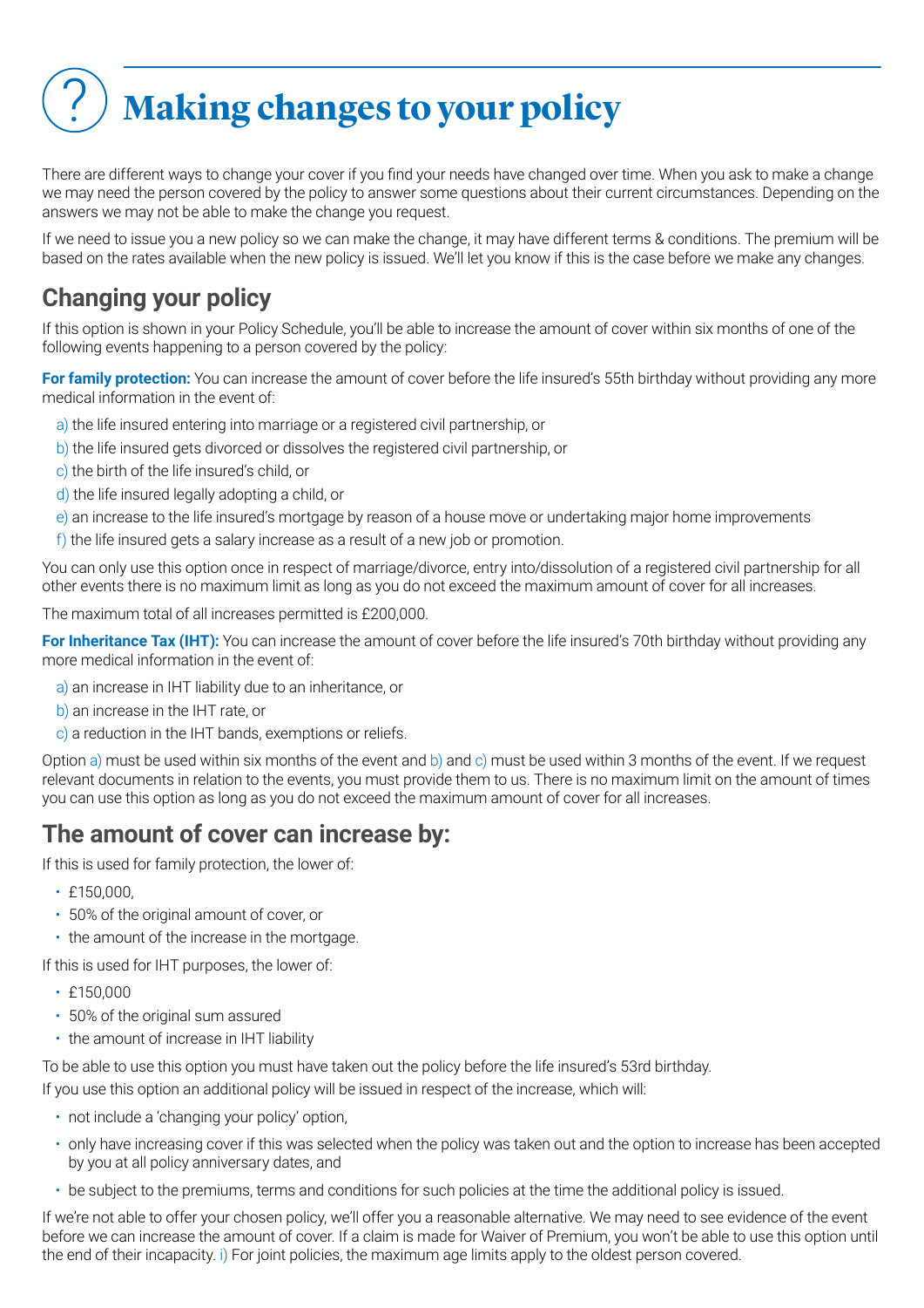# Making changes to your policy

There are different ways to change your cover if you find your needs have changed over time. When you ask to make a change we may need the person covered by the policy to answer some questions about their current circumstances. Depending on the answers we may not be able to make the change you request.

If we need to issue you a new policy so we can make the change, it may have different terms & conditions. The premium will be based on the rates available when the new policy is issued. We'll let you know if this is the case before we make any changes.

## Changing your policy

If this option is shown in your Policy Schedule, you'll be able to increase the amount of cover within six months of one of the following events happening to a person covered by the policy:

**For family protection:** You can increase the amount of cover before the life insured's 55th birthday without providing any more medical information in the event of:

a) the life insured entering into marriage or a registered civil partnership, or

b) the life insured gets divorced or dissolves the registered civil partnership, or

c) the birth of the life insured's child, or

d) the life insured legally adopting a child, or

e) an increase to the life insured's mortgage by reason of a house move or undertaking major home improvements

f) the life insured gets a salary increase as a result of a new job or promotion.

You can only use this option once in respect of marriage/divorce, entry into/dissolution of a registered civil partnership for all other events there is no maximum limit as long as you do not exceed the maximum amount of cover for all increases.

The maximum total of all increases permitted is £200,000.

**For Inheritance Tax (IHT):** You can increase the amount of cover before the life insured's 70th birthday without providing any more medical information in the event of:

a) an increase in IHT liability due to an inheritance, or

b) an increase in the IHT rate, or

c) a reduction in the IHT bands, exemptions or reliefs.

Option a) must be used within six months of the event and b) and c) must be used within 3 months of the event. If we request relevant documents in relation to the events, you must provide them to us. There is no maximum limit on the amount of times you can use this option as long as you do not exceed the maximum amount of cover for all increases.

## The amount of cover can increase by:

If this is used for family protection, the lower of:

- £150,000,
- 50% of the original amount of cover, or
- the amount of the increase in the mortgage.

If this is used for IHT purposes, the lower of:

- £150,000
- 50% of the original sum assured
- the amount of increase in IHT liability

To be able to use this option you must have taken out the policy before the life insured's 53rd birthday.

If you use this option an additional policy will be issued in respect of the increase, which will:

- not include a 'changing your policy' option,
- only have increasing cover if this was selected when the policy was taken out and the option to increase has been accepted by you at all policy anniversary dates, and
- be subject to the premiums, terms and conditions for such policies at the time the additional policy is issued.

If we're not able to offer your chosen policy, we'll offer you a reasonable alternative. We may need to see evidence of the event before we can increase the amount of cover. If a claim is made for Waiver of Premium, you won't be able to use this option until the end of their incapacity. i) For joint policies, the maximum age limits apply to the oldest person covered.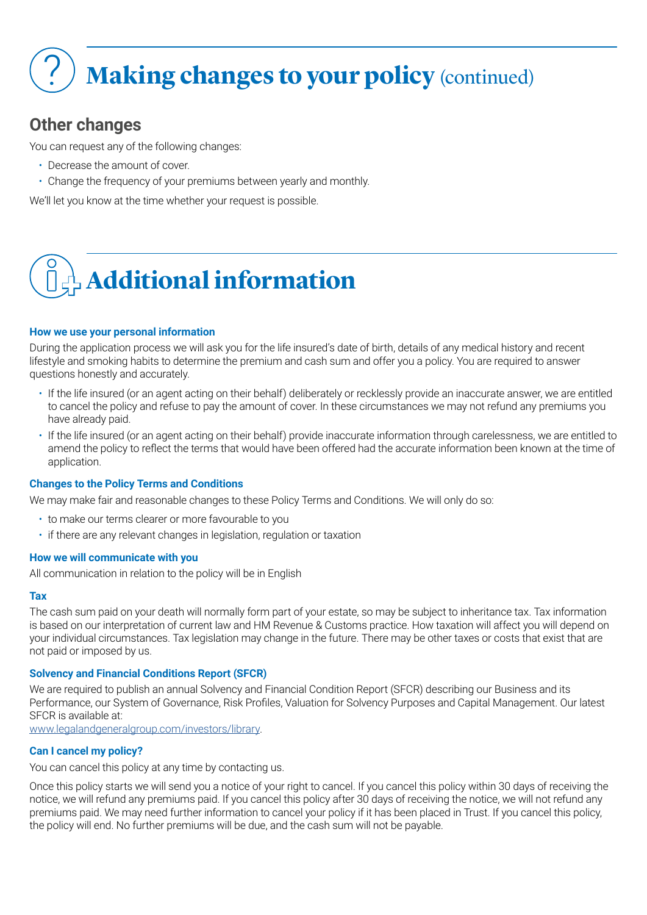# Making changes to your policy (continued)

## Other changes

You can request any of the following changes:

- Decrease the amount of cover.
- Change the frequency of your premiums between yearly and monthly.

We'll let you know at the time whether your request is possible.

# Additional information

### How we use your personal information

During the application process we will ask you for the life insured's date of birth, details of any medical history and recent lifestyle and smoking habits to determine the premium and cash sum and offer you a policy. You are required to answer questions honestly and accurately.

- If the life insured (or an agent acting on their behalf) deliberately or recklessly provide an inaccurate answer, we are entitled to cancel the policy and refuse to pay the amount of cover. In these circumstances we may not refund any premiums you have already paid.
- If the life insured (or an agent acting on their behalf) provide inaccurate information through carelessness, we are entitled to amend the policy to reflect the terms that would have been offered had the accurate information been known at the time of application.

### Changes to the Policy Terms and Conditions

We may make fair and reasonable changes to these Policy Terms and Conditions. We will only do so:

- to make our terms clearer or more favourable to you
- if there are any relevant changes in legislation, regulation or taxation

### How we will communicate with you

All communication in relation to the policy will be in English

### Tax

The cash sum paid on your death will normally form part of your estate, so may be subject to inheritance tax. Tax information is based on our interpretation of current law and HM Revenue & Customs practice. How taxation will affect you will depend on your individual circumstances. Tax legislation may change in the future. There may be other taxes or costs that exist that are not paid or imposed by us.

### Solvency and Financial Conditions Report (SFCR)

We are required to publish an annual Solvency and Financial Condition Report (SFCR) describing our Business and its Performance, our System of Governance, Risk Profiles, Valuation for Solvency Purposes and Capital Management. Our latest SFCR is available at:
www.legalandgeneralgroup.com/investors/library.

### Can I cancel my policy?

You can cancel this policy at any time by contacting us.

Once this policy starts we will send you a notice of your right to cancel. If you cancel this policy within 30 days of receiving the notice, we will refund any premiums paid. If you cancel this policy after 30 days of receiving the notice, we will not refund any premiums paid. We may need further information to cancel your policy if it has been placed in Trust. If you cancel this policy, the policy will end. No further premiums will be due, and the cash sum will not be payable.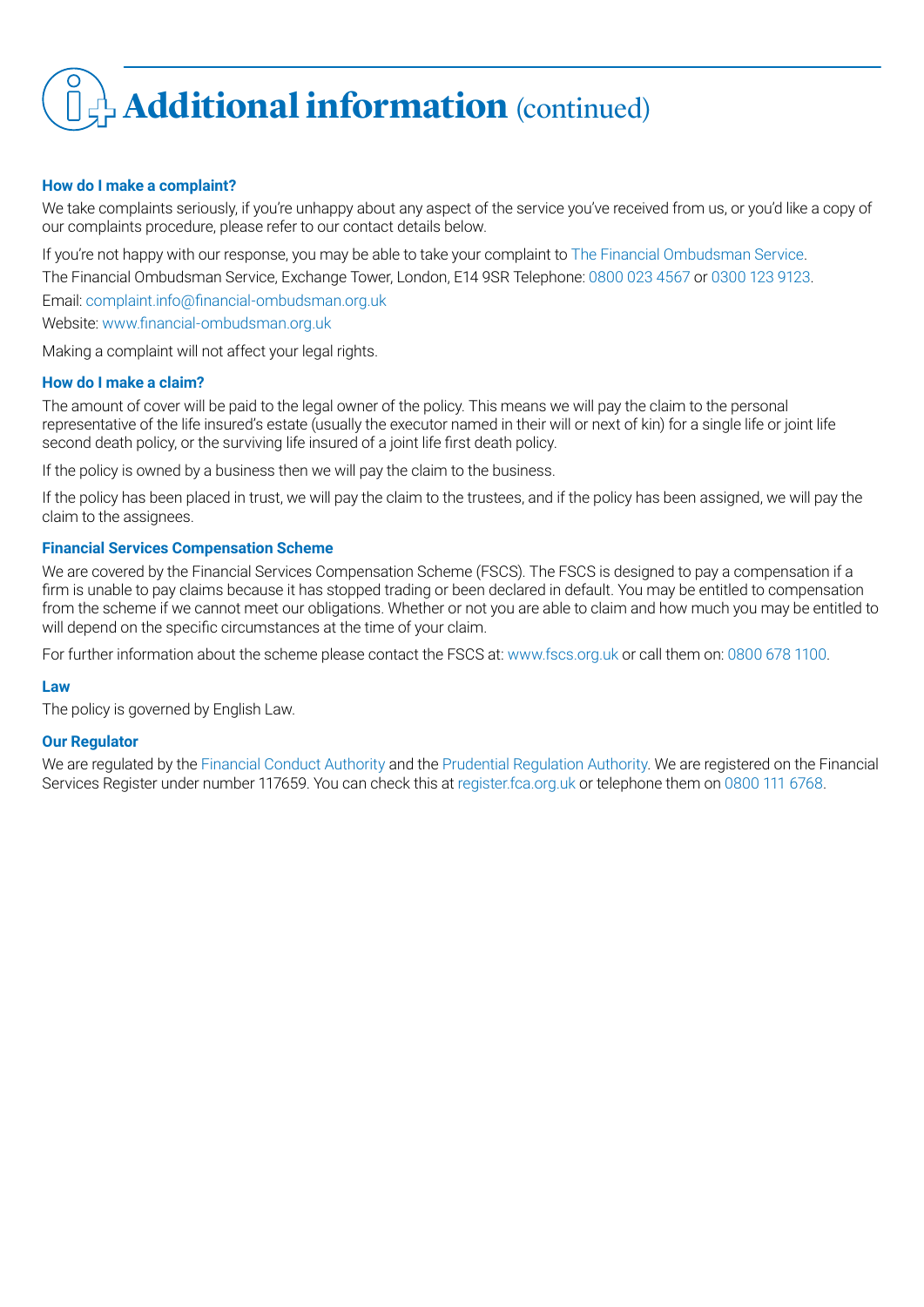# Additional information (continued)

### How do I make a complaint?

We take complaints seriously, if you're unhappy about any aspect of the service you've received from us, or you'd like a copy of our complaints procedure, please refer to our contact details below.

If you're not happy with our response, you may be able to take your complaint to The Financial Ombudsman Service.

The Financial Ombudsman Service, Exchange Tower, London, E14 9SR Telephone: 0800 023 4567 or 0300 123 9123.

Email: complaint.info@financial-ombudsman.org.uk

Website: www.financial-ombudsman.org.uk

Making a complaint will not affect your legal rights.

### How do I make a claim?

The amount of cover will be paid to the legal owner of the policy. This means we will pay the claim to the personal representative of the life insured's estate (usually the executor named in their will or next of kin) for a single life or joint life second death policy, or the surviving life insured of a joint life first death policy.

If the policy is owned by a business then we will pay the claim to the business.

If the policy has been placed in trust, we will pay the claim to the trustees, and if the policy has been assigned, we will pay the claim to the assignees.

### Financial Services Compensation Scheme

We are covered by the Financial Services Compensation Scheme (FSCS). The FSCS is designed to pay a compensation if a firm is unable to pay claims because it has stopped trading or been declared in default. You may be entitled to compensation from the scheme if we cannot meet our obligations. Whether or not you are able to claim and how much you may be entitled to will depend on the specific circumstances at the time of your claim.

For further information about the scheme please contact the FSCS at: www.fscs.org.uk or call them on: 0800 678 1100.

### Law

The policy is governed by English Law.

### Our Regulator

We are regulated by the Financial Conduct Authority and the Prudential Regulation Authority. We are registered on the Financial Services Register under number 117659. You can check this at register.fca.org.uk or telephone them on 0800 111 6768.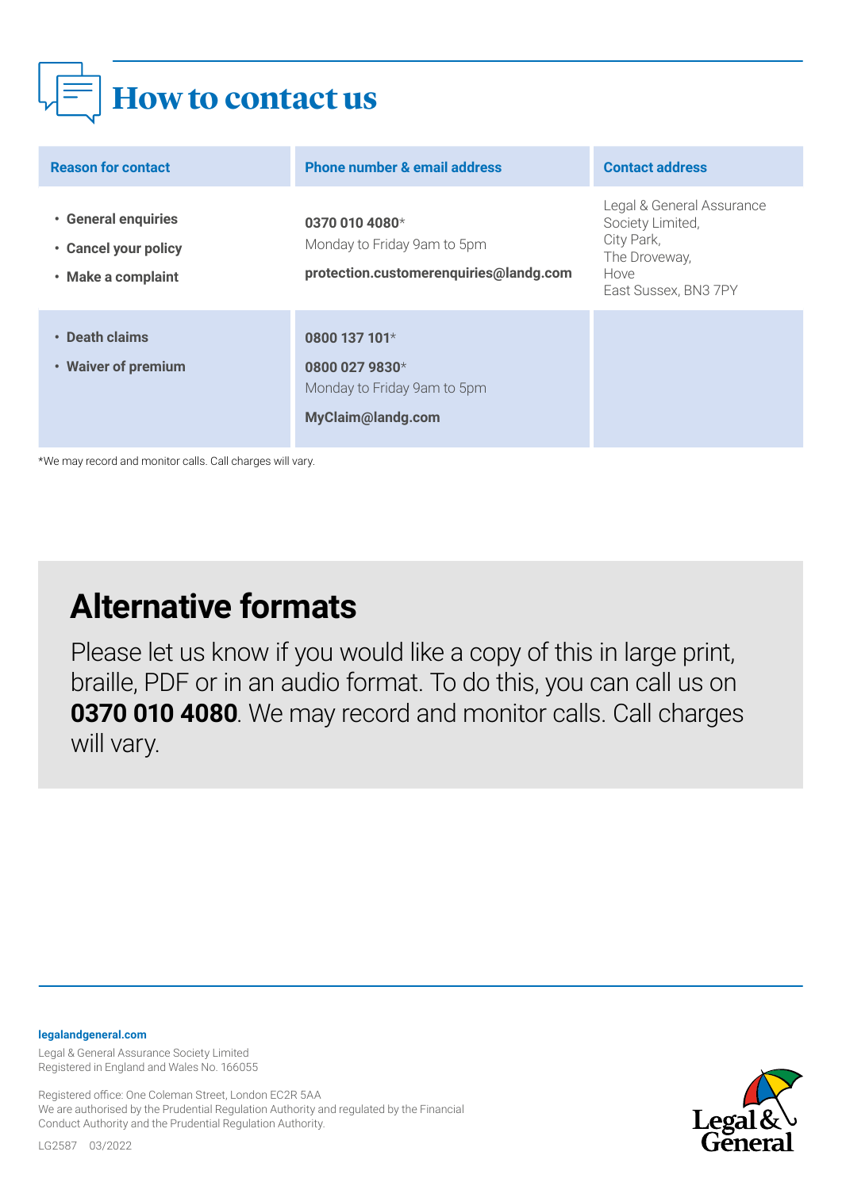# How to contact us

| Reason for contact | Phone number & email address | Contact address |
|---|---|---|
| • General enquiries<br>• Cancel your policy<br>• Make a complaint | **0370 010 4080***<br>Monday to Friday 9am to 5pm<br>**protection.customerenquiries@landg.com** | Legal & General Assurance Society Limited,<br>City Park,<br>The Droveway,<br>Hove<br>East Sussex, BN3 7PY |
| • Death claims<br>• Waiver of premium | **0800 137 101***<br>**0800 027 9830***<br>Monday to Friday 9am to 5pm<br>**MyClaim@landg.com** | |

*We may record and monitor calls. Call charges will vary.

## Alternative formats

Please let us know if you would like a copy of this in large print, braille, PDF or in an audio format. To do this, you can call us on **0370 010 4080**. We may record and monitor calls. Call charges will vary.

**legalandgeneral.com**

Legal & General Assurance Society Limited
Registered in England and Wales No. 166055

Registered office: One Coleman Street, London EC2R 5AA
We are authorised by the Prudential Regulation Authority and regulated by the Financial Conduct Authority and the Prudential Regulation Authority.

LG2587 03/2022

Legal & General